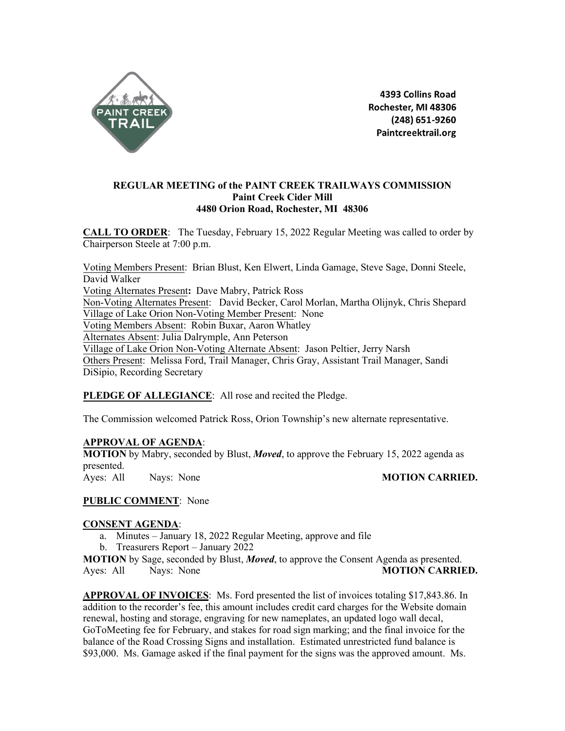4393 Collins Road
Rochester, MI 48306
(248) 651-9260
Paintcreektrail.org

**REGULAR MEETING of the PAINT CREEK TRAILWAYS COMMISSION**
**Paint Creek Cider Mill**
**4480 Orion Road, Rochester, MI 48306**

**CALL TO ORDER**: The Tuesday, February 15, 2022 Regular Meeting was called to order by Chairperson Steele at 7:00 p.m.

Voting Members Present: Brian Blust, Ken Elwert, Linda Gamage, Steve Sage, Donni Steele, David Walker
Voting Alternates Present**:** Dave Mabry, Patrick Ross
Non-Voting Alternates Present: David Becker, Carol Morlan, Martha Olijnyk, Chris Shepard
Village of Lake Orion Non-Voting Member Present: None
Voting Members Absent: Robin Buxar, Aaron Whatley
Alternates Absent: Julia Dalrymple, Ann Peterson
Village of Lake Orion Non-Voting Alternate Absent: Jason Peltier, Jerry Narsh
Others Present: Melissa Ford, Trail Manager, Chris Gray, Assistant Trail Manager, Sandi DiSipio, Recording Secretary

**PLEDGE OF ALLEGIANCE**: All rose and recited the Pledge.

The Commission welcomed Patrick Ross, Orion Township's new alternate representative.

**APPROVAL OF AGENDA**:
**MOTION** by Mabry, seconded by Blust, ***Moved***, to approve the February 15, 2022 agenda as presented.
Ayes: All Nays: None **MOTION CARRIED.**

**PUBLIC COMMENT**: None

**CONSENT AGENDA**:

a. Minutes – January 18, 2022 Regular Meeting, approve and file
b. Treasurers Report – January 2022

**MOTION** by Sage, seconded by Blust, ***Moved***, to approve the Consent Agenda as presented.
Ayes: All Nays: None **MOTION CARRIED.**

**APPROVAL OF INVOICES**: Ms. Ford presented the list of invoices totaling $17,843.86. In addition to the recorder's fee, this amount includes credit card charges for the Website domain renewal, hosting and storage, engraving for new nameplates, an updated logo wall decal, GoToMeeting fee for February, and stakes for road sign marking; and the final invoice for the balance of the Road Crossing Signs and installation. Estimated unrestricted fund balance is $93,000. Ms. Gamage asked if the final payment for the signs was the approved amount. Ms.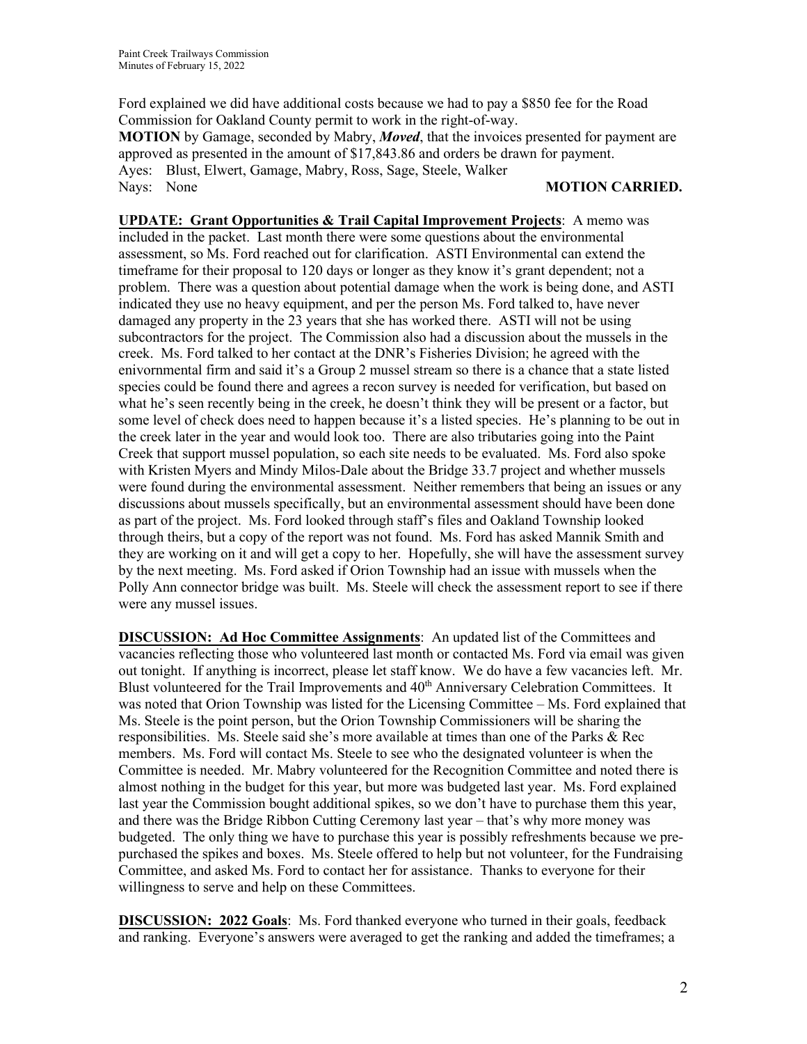Ford explained we did have additional costs because we had to pay a $850 fee for the Road Commission for Oakland County permit to work in the right-of-way.

**MOTION** by Gamage, seconded by Mabry, ***Moved***, that the invoices presented for payment are approved as presented in the amount of $17,843.86 and orders be drawn for payment.

Ayes: Blust, Elwert, Gamage, Mabry, Ross, Sage, Steele, Walker

Nays: None **MOTION CARRIED.**

**UPDATE: Grant Opportunities & Trail Capital Improvement Projects**: A memo was included in the packet. Last month there were some questions about the environmental assessment, so Ms. Ford reached out for clarification. ASTI Environmental can extend the timeframe for their proposal to 120 days or longer as they know it's grant dependent; not a problem. There was a question about potential damage when the work is being done, and ASTI indicated they use no heavy equipment, and per the person Ms. Ford talked to, have never damaged any property in the 23 years that she has worked there. ASTI will not be using subcontractors for the project. The Commission also had a discussion about the mussels in the creek. Ms. Ford talked to her contact at the DNR's Fisheries Division; he agreed with the enivornmental firm and said it's a Group 2 mussel stream so there is a chance that a state listed species could be found there and agrees a recon survey is needed for verification, but based on what he's seen recently being in the creek, he doesn't think they will be present or a factor, but some level of check does need to happen because it's a listed species. He's planning to be out in the creek later in the year and would look too. There are also tributaries going into the Paint Creek that support mussel population, so each site needs to be evaluated. Ms. Ford also spoke with Kristen Myers and Mindy Milos-Dale about the Bridge 33.7 project and whether mussels were found during the environmental assessment. Neither remembers that being an issues or any discussions about mussels specifically, but an environmental assessment should have been done as part of the project. Ms. Ford looked through staff's files and Oakland Township looked through theirs, but a copy of the report was not found. Ms. Ford has asked Mannik Smith and they are working on it and will get a copy to her. Hopefully, she will have the assessment survey by the next meeting. Ms. Ford asked if Orion Township had an issue with mussels when the Polly Ann connector bridge was built. Ms. Steele will check the assessment report to see if there were any mussel issues.

**DISCUSSION: Ad Hoc Committee Assignments**: An updated list of the Committees and vacancies reflecting those who volunteered last month or contacted Ms. Ford via email was given out tonight. If anything is incorrect, please let staff know. We do have a few vacancies left. Mr. Blust volunteered for the Trail Improvements and 40th Anniversary Celebration Committees. It was noted that Orion Township was listed for the Licensing Committee – Ms. Ford explained that Ms. Steele is the point person, but the Orion Township Commissioners will be sharing the responsibilities. Ms. Steele said she's more available at times than one of the Parks & Rec members. Ms. Ford will contact Ms. Steele to see who the designated volunteer is when the Committee is needed. Mr. Mabry volunteered for the Recognition Committee and noted there is almost nothing in the budget for this year, but more was budgeted last year. Ms. Ford explained last year the Commission bought additional spikes, so we don't have to purchase them this year, and there was the Bridge Ribbon Cutting Ceremony last year – that's why more money was budgeted. The only thing we have to purchase this year is possibly refreshments because we pre-purchased the spikes and boxes. Ms. Steele offered to help but not volunteer, for the Fundraising Committee, and asked Ms. Ford to contact her for assistance. Thanks to everyone for their willingness to serve and help on these Committees.

**DISCUSSION: 2022 Goals**: Ms. Ford thanked everyone who turned in their goals, feedback and ranking. Everyone's answers were averaged to get the ranking and added the timeframes; a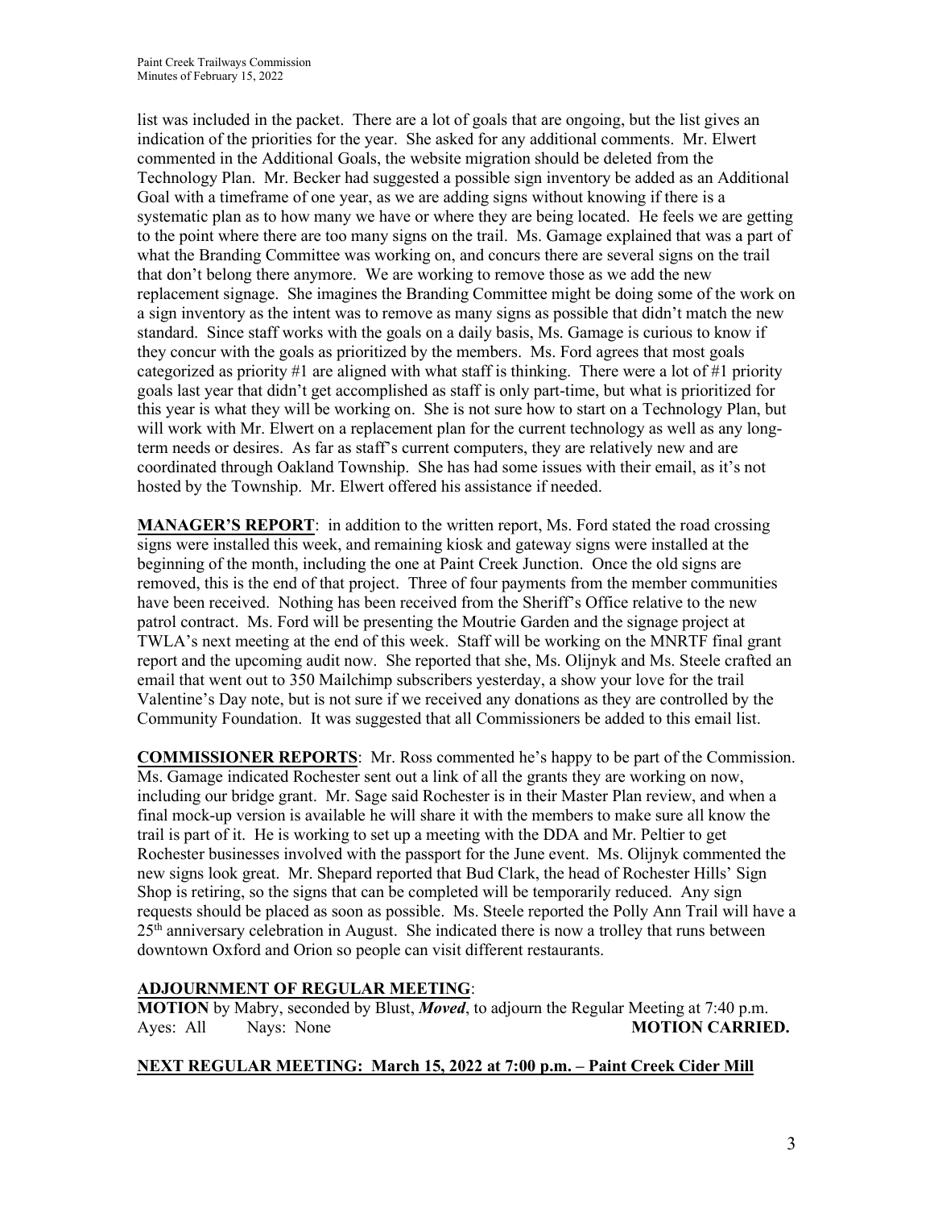list was included in the packet. There are a lot of goals that are ongoing, but the list gives an indication of the priorities for the year. She asked for any additional comments. Mr. Elwert commented in the Additional Goals, the website migration should be deleted from the Technology Plan. Mr. Becker had suggested a possible sign inventory be added as an Additional Goal with a timeframe of one year, as we are adding signs without knowing if there is a systematic plan as to how many we have or where they are being located. He feels we are getting to the point where there are too many signs on the trail. Ms. Gamage explained that was a part of what the Branding Committee was working on, and concurs there are several signs on the trail that don't belong there anymore. We are working to remove those as we add the new replacement signage. She imagines the Branding Committee might be doing some of the work on a sign inventory as the intent was to remove as many signs as possible that didn't match the new standard. Since staff works with the goals on a daily basis, Ms. Gamage is curious to know if they concur with the goals as prioritized by the members. Ms. Ford agrees that most goals categorized as priority #1 are aligned with what staff is thinking. There were a lot of #1 priority goals last year that didn't get accomplished as staff is only part-time, but what is prioritized for this year is what they will be working on. She is not sure how to start on a Technology Plan, but will work with Mr. Elwert on a replacement plan for the current technology as well as any long-term needs or desires. As far as staff's current computers, they are relatively new and are coordinated through Oakland Township. She has had some issues with their email, as it's not hosted by the Township. Mr. Elwert offered his assistance if needed.

**MANAGER'S REPORT**: in addition to the written report, Ms. Ford stated the road crossing signs were installed this week, and remaining kiosk and gateway signs were installed at the beginning of the month, including the one at Paint Creek Junction. Once the old signs are removed, this is the end of that project. Three of four payments from the member communities have been received. Nothing has been received from the Sheriff's Office relative to the new patrol contract. Ms. Ford will be presenting the Moutrie Garden and the signage project at TWLA's next meeting at the end of this week. Staff will be working on the MNRTF final grant report and the upcoming audit now. She reported that she, Ms. Olijnyk and Ms. Steele crafted an email that went out to 350 Mailchimp subscribers yesterday, a show your love for the trail Valentine's Day note, but is not sure if we received any donations as they are controlled by the Community Foundation. It was suggested that all Commissioners be added to this email list.

**COMMISSIONER REPORTS**: Mr. Ross commented he's happy to be part of the Commission. Ms. Gamage indicated Rochester sent out a link of all the grants they are working on now, including our bridge grant. Mr. Sage said Rochester is in their Master Plan review, and when a final mock-up version is available he will share it with the members to make sure all know the trail is part of it. He is working to set up a meeting with the DDA and Mr. Peltier to get Rochester businesses involved with the passport for the June event. Ms. Olijnyk commented the new signs look great. Mr. Shepard reported that Bud Clark, the head of Rochester Hills' Sign Shop is retiring, so the signs that can be completed will be temporarily reduced. Any sign requests should be placed as soon as possible. Ms. Steele reported the Polly Ann Trail will have a 25th anniversary celebration in August. She indicated there is now a trolley that runs between downtown Oxford and Orion so people can visit different restaurants.

**ADJOURNMENT OF REGULAR MEETING**:

**MOTION** by Mabry, seconded by Blust, ***Moved***, to adjourn the Regular Meeting at 7:40 p.m.
Ayes: All Nays: None **MOTION CARRIED.**

**NEXT REGULAR MEETING: March 15, 2022 at 7:00 p.m. – Paint Creek Cider Mill**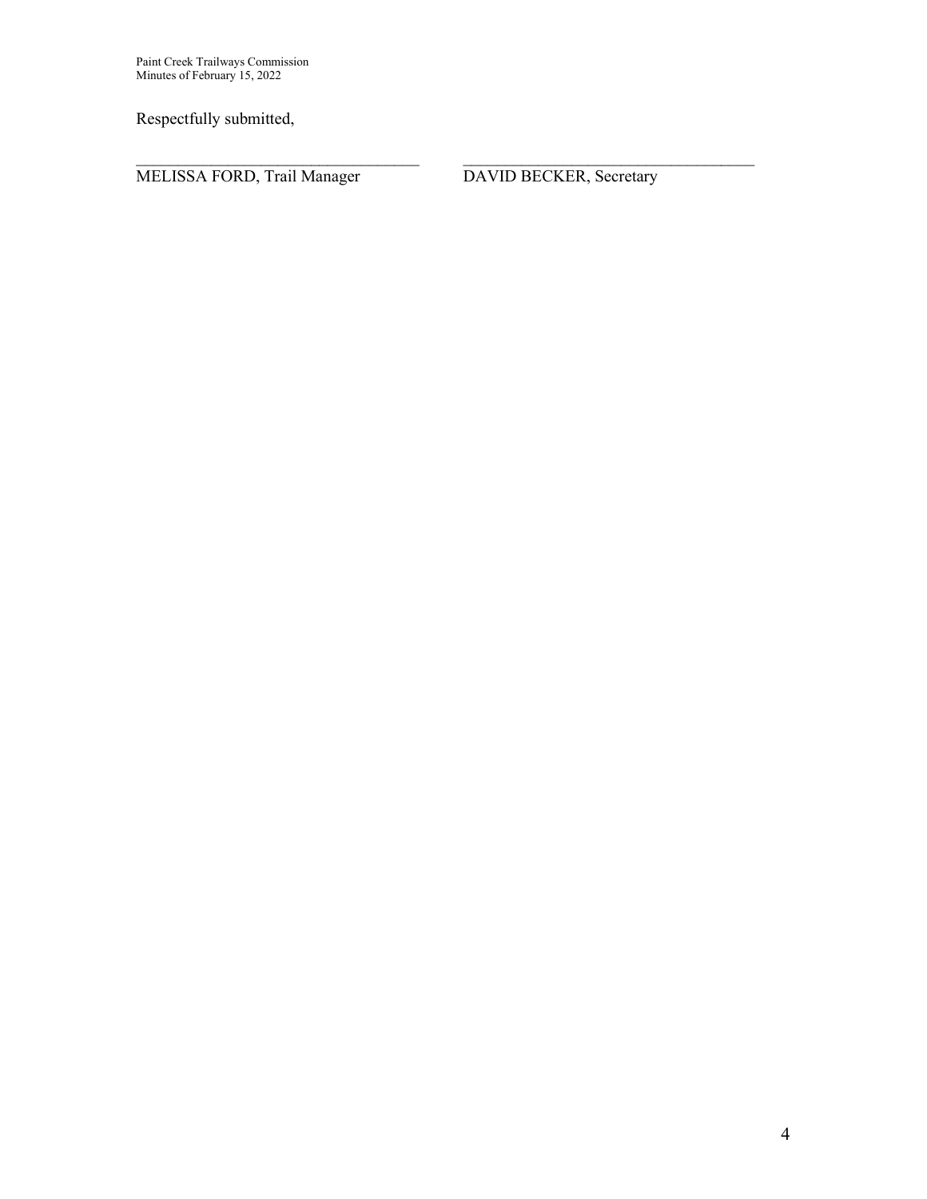Respectfully submitted,

\_\_\_\_\_\_\_\_\_\_\_\_\_\_\_\_\_\_\_\_\_\_\_\_\_\_\_\_\_\_\_\_\_\_\_\_
MELISSA FORD, Trail Manager

\_\_\_\_\_\_\_\_\_\_\_\_\_\_\_\_\_\_\_\_\_\_\_\_\_\_\_\_\_\_\_\_\_\_\_\_
DAVID BECKER, Secretary